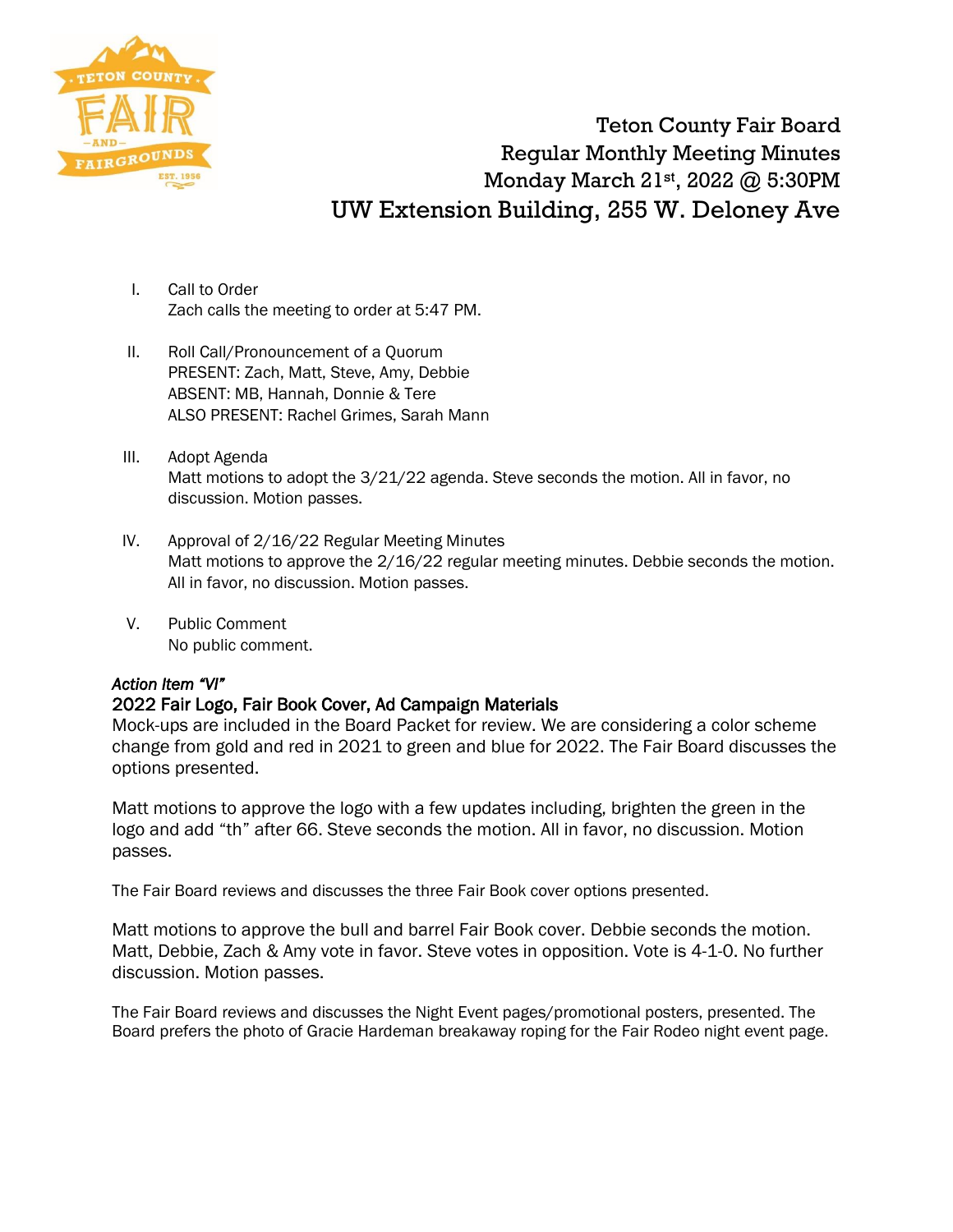# Teton County Fair Board
## Regular Monthly Meeting Minutes
## Monday March 21st, 2022 @ 5:30PM
## UW Extension Building, 255 W. Deloney Ave

I. Call to Order
Zach calls the meeting to order at 5:47 PM.

II. Roll Call/Pronouncement of a Quorum
PRESENT: Zach, Matt, Steve, Amy, Debbie
ABSENT: MB, Hannah, Donnie & Tere
ALSO PRESENT: Rachel Grimes, Sarah Mann

III. Adopt Agenda
Matt motions to adopt the 3/21/22 agenda. Steve seconds the motion. All in favor, no discussion. Motion passes.

IV. Approval of 2/16/22 Regular Meeting Minutes
Matt motions to approve the 2/16/22 regular meeting minutes. Debbie seconds the motion. All in favor, no discussion. Motion passes.

V. Public Comment
No public comment.

*Action Item "VI"*

**2022 Fair Logo, Fair Book Cover, Ad Campaign Materials**

Mock-ups are included in the Board Packet for review. We are considering a color scheme change from gold and red in 2021 to green and blue for 2022. The Fair Board discusses the options presented.

Matt motions to approve the logo with a few updates including, brighten the green in the logo and add "th" after 66. Steve seconds the motion. All in favor, no discussion. Motion passes.

The Fair Board reviews and discusses the three Fair Book cover options presented.

Matt motions to approve the bull and barrel Fair Book cover. Debbie seconds the motion. Matt, Debbie, Zach & Amy vote in favor. Steve votes in opposition. Vote is 4-1-0. No further discussion. Motion passes.

The Fair Board reviews and discusses the Night Event pages/promotional posters, presented. The Board prefers the photo of Gracie Hardeman breakaway roping for the Fair Rodeo night event page.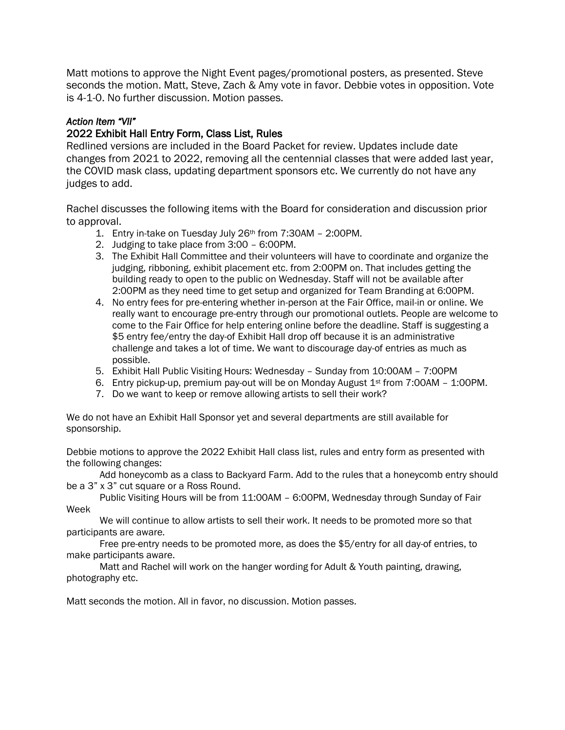Matt motions to approve the Night Event pages/promotional posters, as presented. Steve seconds the motion. Matt, Steve, Zach & Amy vote in favor. Debbie votes in opposition. Vote is 4-1-0. No further discussion. Motion passes.

*Action Item "VII"*

### 2022 Exhibit Hall Entry Form, Class List, Rules

Redlined versions are included in the Board Packet for review. Updates include date changes from 2021 to 2022, removing all the centennial classes that were added last year, the COVID mask class, updating department sponsors etc. We currently do not have any judges to add.

Rachel discusses the following items with the Board for consideration and discussion prior to approval.

1. Entry in-take on Tuesday July 26th from 7:30AM – 2:00PM.
2. Judging to take place from 3:00 – 6:00PM.
3. The Exhibit Hall Committee and their volunteers will have to coordinate and organize the judging, ribboning, exhibit placement etc. from 2:00PM on. That includes getting the building ready to open to the public on Wednesday. Staff will not be available after 2:00PM as they need time to get setup and organized for Team Branding at 6:00PM.
4. No entry fees for pre-entering whether in-person at the Fair Office, mail-in or online. We really want to encourage pre-entry through our promotional outlets. People are welcome to come to the Fair Office for help entering online before the deadline. Staff is suggesting a $5 entry fee/entry the day-of Exhibit Hall drop off because it is an administrative challenge and takes a lot of time. We want to discourage day-of entries as much as possible.
5. Exhibit Hall Public Visiting Hours: Wednesday – Sunday from 10:00AM – 7:00PM
6. Entry pickup-up, premium pay-out will be on Monday August 1st from 7:00AM – 1:00PM.
7. Do we want to keep or remove allowing artists to sell their work?

We do not have an Exhibit Hall Sponsor yet and several departments are still available for sponsorship.

Debbie motions to approve the 2022 Exhibit Hall class list, rules and entry form as presented with the following changes:

Add honeycomb as a class to Backyard Farm. Add to the rules that a honeycomb entry should be a 3" x 3" cut square or a Ross Round.

Public Visiting Hours will be from 11:00AM – 6:00PM, Wednesday through Sunday of Fair Week

We will continue to allow artists to sell their work. It needs to be promoted more so that participants are aware.

Free pre-entry needs to be promoted more, as does the $5/entry for all day-of entries, to make participants aware.

Matt and Rachel will work on the hanger wording for Adult & Youth painting, drawing, photography etc.

Matt seconds the motion. All in favor, no discussion. Motion passes.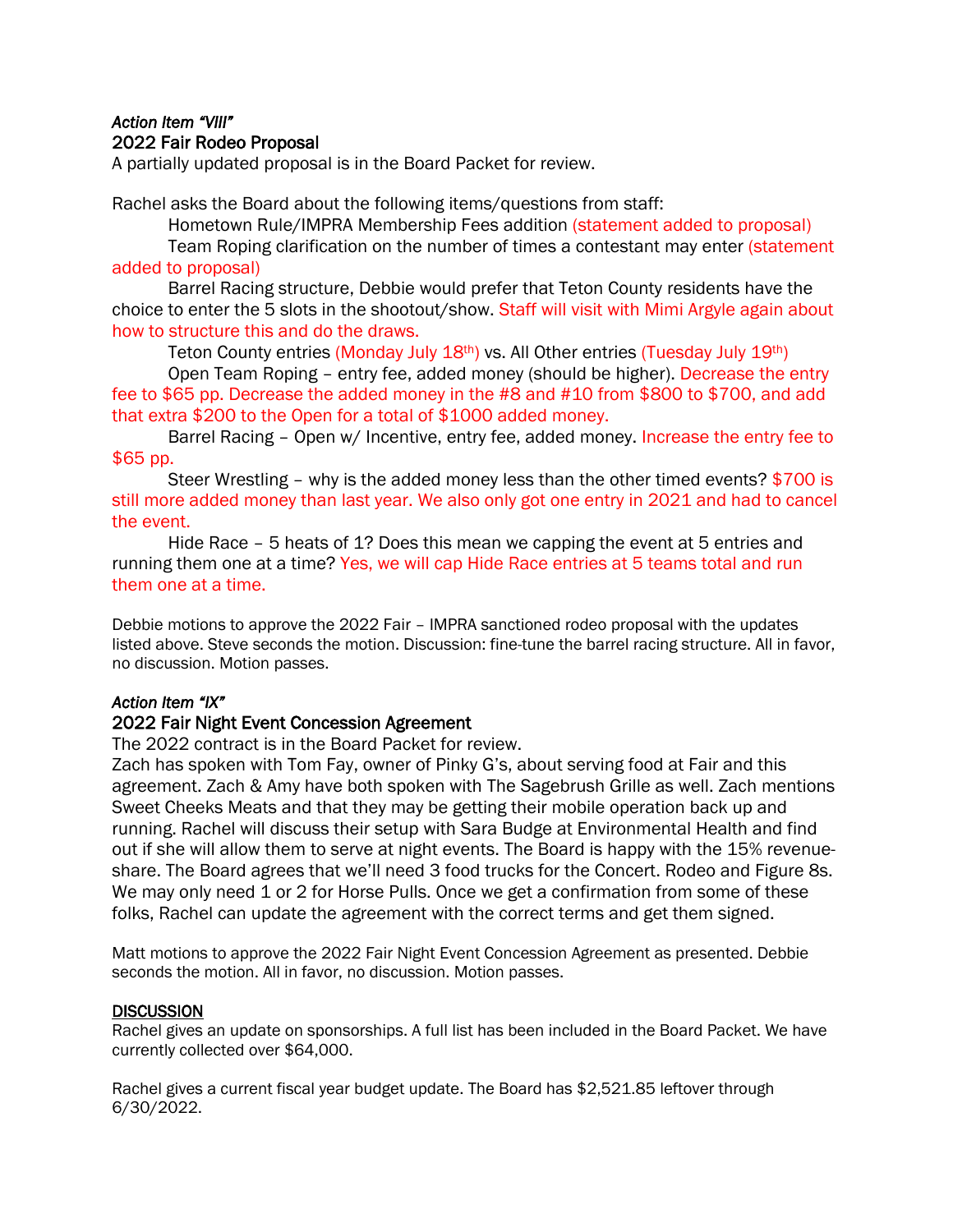*Action Item "VIII"*
## 2022 Fair Rodeo Proposal
A partially updated proposal is in the Board Packet for review.

Rachel asks the Board about the following items/questions from staff:

Hometown Rule/IMPRA Membership Fees addition (statement added to proposal)

Team Roping clarification on the number of times a contestant may enter (statement added to proposal)

Barrel Racing structure, Debbie would prefer that Teton County residents have the choice to enter the 5 slots in the shootout/show. Staff will visit with Mimi Argyle again about how to structure this and do the draws.

Teton County entries (Monday July 18th) vs. All Other entries (Tuesday July 19th)

Open Team Roping – entry fee, added money (should be higher). Decrease the entry fee to $65 pp. Decrease the added money in the #8 and #10 from $800 to $700, and add that extra $200 to the Open for a total of $1000 added money.

Barrel Racing – Open w/ Incentive, entry fee, added money. Increase the entry fee to $65 pp.

Steer Wrestling – why is the added money less than the other timed events? $700 is still more added money than last year. We also only got one entry in 2021 and had to cancel the event.

Hide Race – 5 heats of 1? Does this mean we capping the event at 5 entries and running them one at a time? Yes, we will cap Hide Race entries at 5 teams total and run them one at a time.

Debbie motions to approve the 2022 Fair – IMPRA sanctioned rodeo proposal with the updates listed above. Steve seconds the motion. Discussion: fine-tune the barrel racing structure. All in favor, no discussion. Motion passes.

*Action Item "IX"*
## 2022 Fair Night Event Concession Agreement
The 2022 contract is in the Board Packet for review.
Zach has spoken with Tom Fay, owner of Pinky G's, about serving food at Fair and this agreement. Zach & Amy have both spoken with The Sagebrush Grille as well. Zach mentions Sweet Cheeks Meats and that they may be getting their mobile operation back up and running. Rachel will discuss their setup with Sara Budge at Environmental Health and find out if she will allow them to serve at night events. The Board is happy with the 15% revenue-share. The Board agrees that we'll need 3 food trucks for the Concert. Rodeo and Figure 8s. We may only need 1 or 2 for Horse Pulls. Once we get a confirmation from some of these folks, Rachel can update the agreement with the correct terms and get them signed.

Matt motions to approve the 2022 Fair Night Event Concession Agreement as presented. Debbie seconds the motion. All in favor, no discussion. Motion passes.

## DISCUSSION
Rachel gives an update on sponsorships. A full list has been included in the Board Packet. We have currently collected over $64,000.

Rachel gives a current fiscal year budget update. The Board has $2,521.85 leftover through 6/30/2022.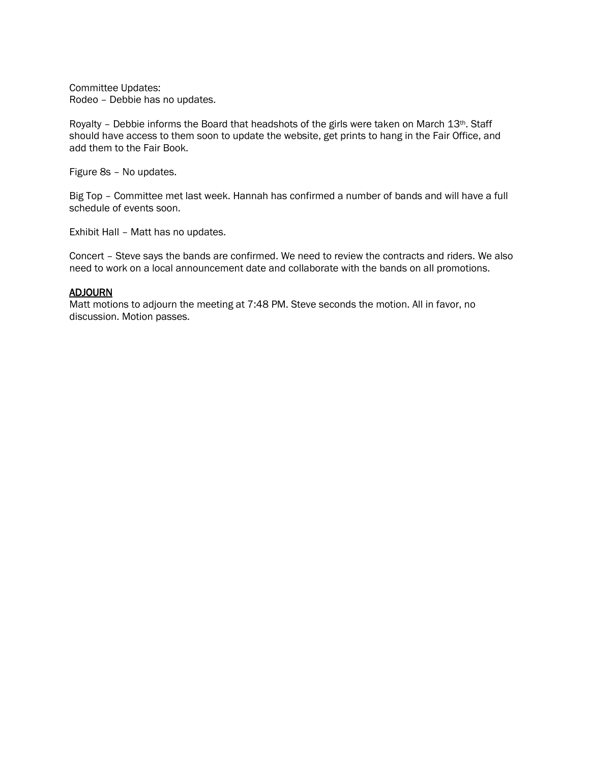Committee Updates:
Rodeo – Debbie has no updates.

Royalty – Debbie informs the Board that headshots of the girls were taken on March 13th. Staff should have access to them soon to update the website, get prints to hang in the Fair Office, and add them to the Fair Book.

Figure 8s – No updates.

Big Top – Committee met last week. Hannah has confirmed a number of bands and will have a full schedule of events soon.

Exhibit Hall – Matt has no updates.

Concert – Steve says the bands are confirmed. We need to review the contracts and riders. We also need to work on a local announcement date and collaborate with the bands on all promotions.

**ADJOURN**
Matt motions to adjourn the meeting at 7:48 PM. Steve seconds the motion. All in favor, no discussion. Motion passes.